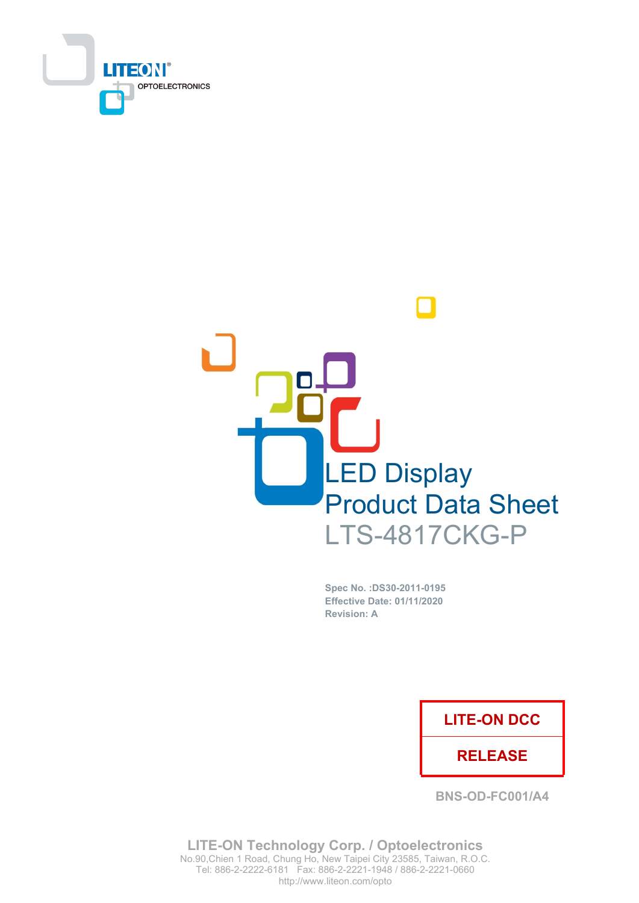LITEON® OPTOELECTRONICS

# LED Display Product Data Sheet

## LTS-4817CKG-P

**Spec No. :DS30-2011-0195**
**Effective Date: 01/11/2020**
**Revision: A**

| LITE-ON DCC |
|---|
| RELEASE |

BNS-OD-FC001/A4

**LITE-ON Technology Corp. / Optoelectronics**
No.90,Chien 1 Road, Chung Ho, New Taipei City 23585, Taiwan, R.O.C.
Tel: 886-2-2222-6181 Fax: 886-2-2221-1948 / 886-2-2221-0660
http://www.liteon.com/opto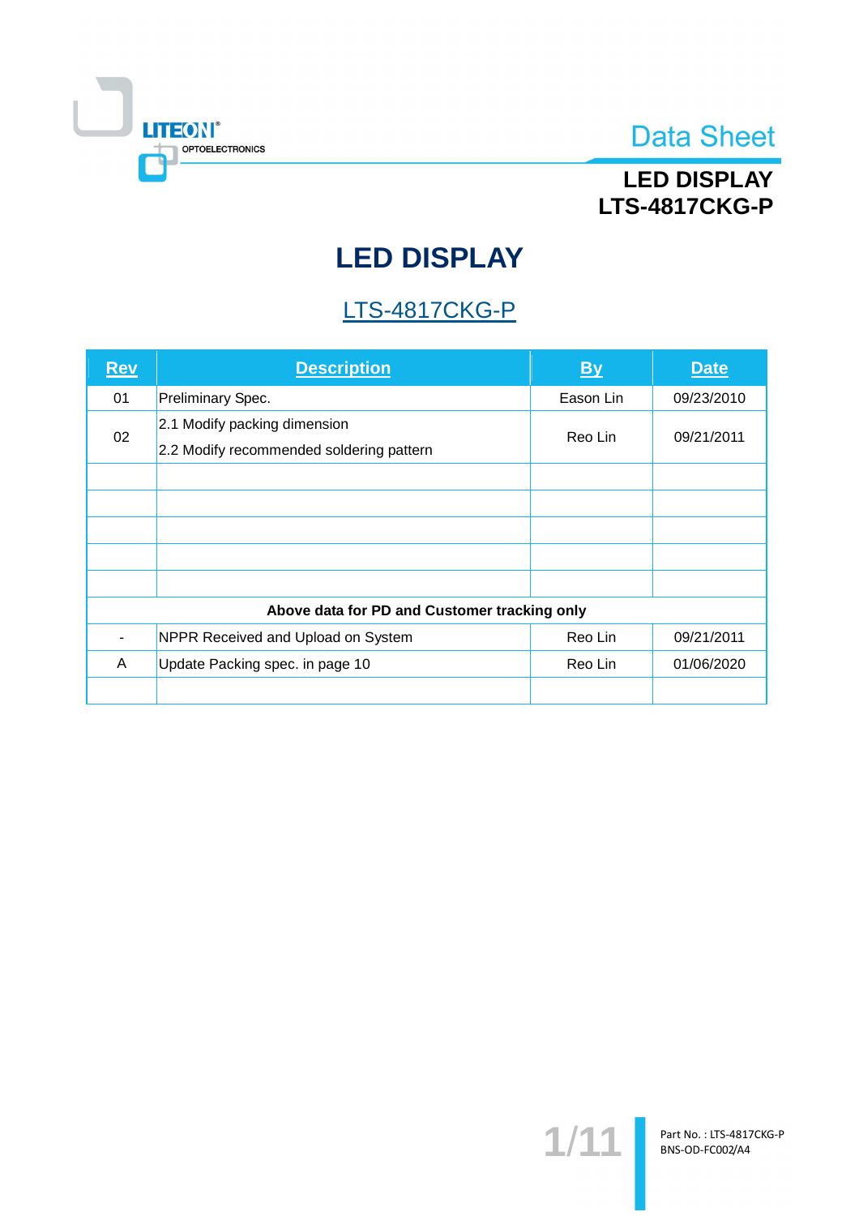# LED DISPLAY

## LTS-4817CKG-P

| Rev | Description | By | Date |
|---|---|---|---|
| 01 | Preliminary Spec. | Eason Lin | 09/23/2010 |
| 02 | 2.1 Modify packing dimension<br>2.2 Modify recommended soldering pattern | Reo Lin | 09/21/2011 |
| | | | |
| | | | |
| | | | |
| | | | |
| | | | |
| **Above data for PD and Customer tracking only** | | | |
| - | NPPR Received and Upload on System | Reo Lin | 09/21/2011 |
| A | Update Packing spec. in page 10 | Reo Lin | 01/06/2020 |
| | | | |

Part No. : LTS-4817CKG-P
BNS-OD-FC002/A4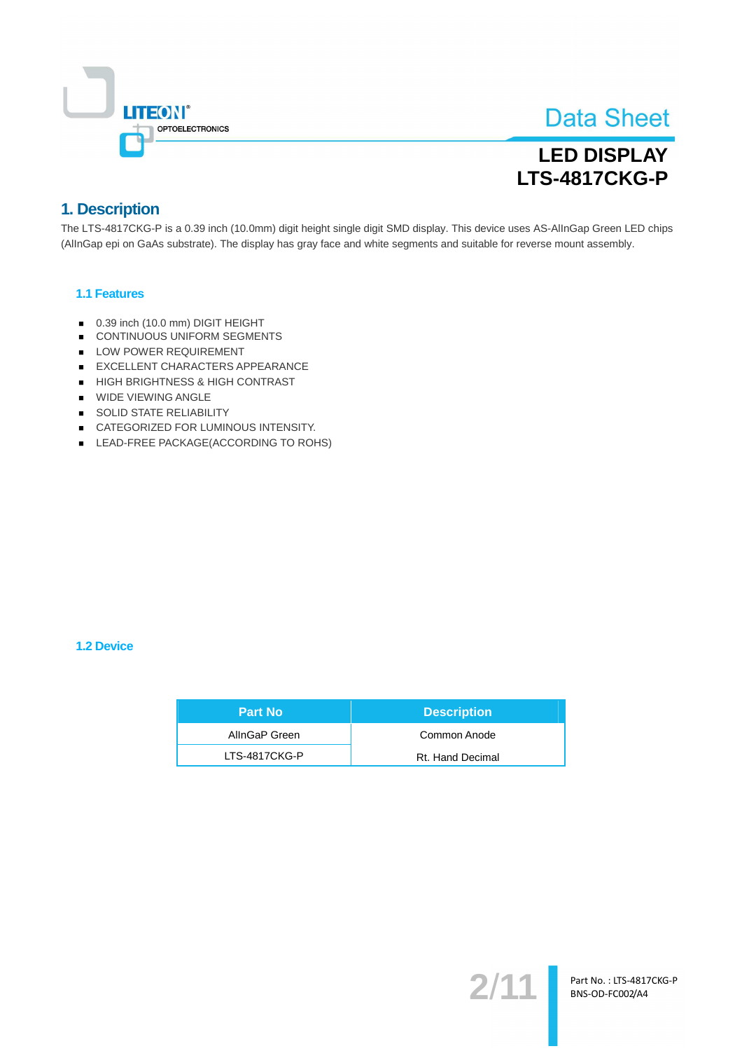# LED DISPLAY
# LTS-4817CKG-P

## 1. Description

The LTS-4817CKG-P is a 0.39 inch (10.0mm) digit height single digit SMD display. This device uses AS-AlInGap Green LED chips (AlInGap epi on GaAs substrate). The display has gray face and white segments and suitable for reverse mount assembly.

### 1.1 Features

- 0.39 inch (10.0 mm) DIGIT HEIGHT
- CONTINUOUS UNIFORM SEGMENTS
- LOW POWER REQUIREMENT
- EXCELLENT CHARACTERS APPEARANCE
- HIGH BRIGHTNESS & HIGH CONTRAST
- WIDE VIEWING ANGLE
- SOLID STATE RELIABILITY
- CATEGORIZED FOR LUMINOUS INTENSITY.
- LEAD-FREE PACKAGE(ACCORDING TO ROHS)

### 1.2 Device

| Part No | Description |
|---|---|
| AlInGaP Green | Common Anode |
| LTS-4817CKG-P | Rt. Hand Decimal |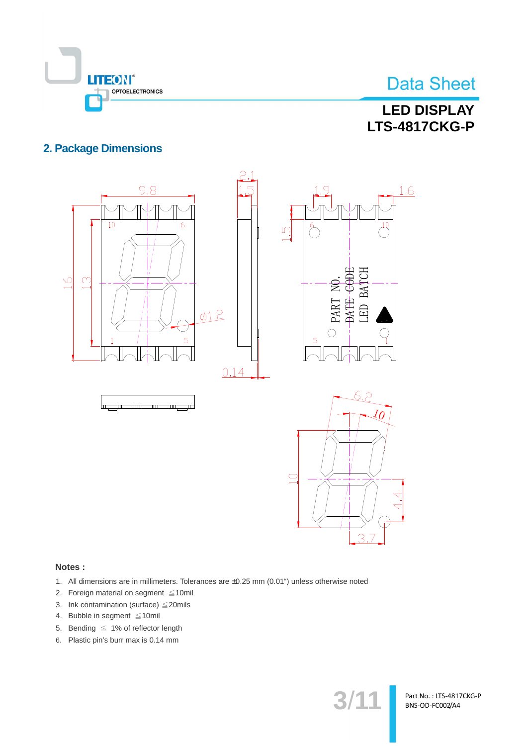## 2. Package Dimensions

**Notes :**

1. All dimensions are in millimeters. Tolerances are ±0.25 mm (0.01") unless otherwise noted
2. Foreign material on segment ≦10mil
3. Ink contamination (surface) ≦20mils
4. Bubble in segment ≦10mil
5. Bending ≦ 1% of reflector length
6. Plastic pin's burr max is 0.14 mm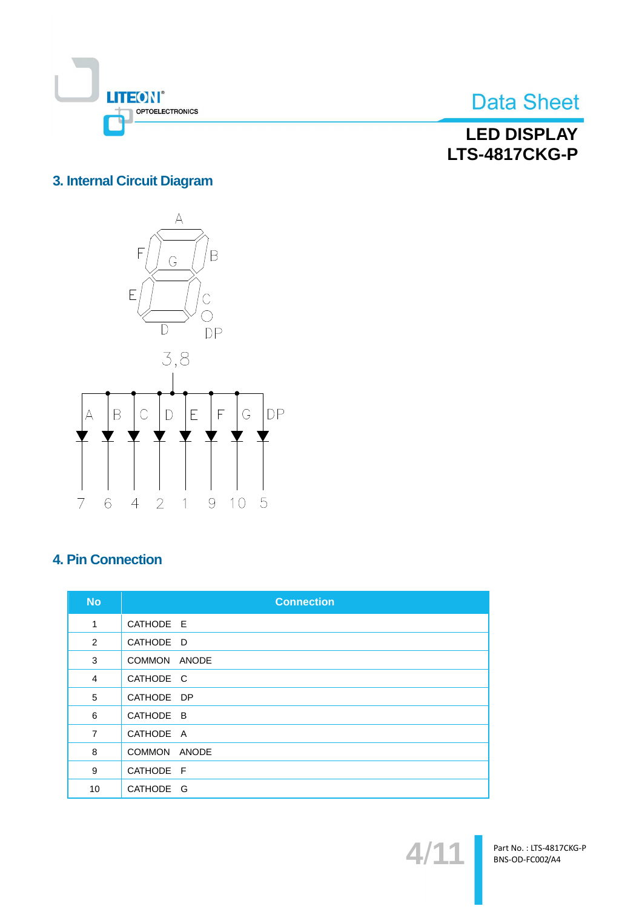## 3. Internal Circuit Diagram

## 4. Pin Connection

| No | Connection |
|---|---|
| 1 | CATHODE E |
| 2 | CATHODE D |
| 3 | COMMON ANODE |
| 4 | CATHODE C |
| 5 | CATHODE DP |
| 6 | CATHODE B |
| 7 | CATHODE A |
| 8 | COMMON ANODE |
| 9 | CATHODE F |
| 10 | CATHODE G |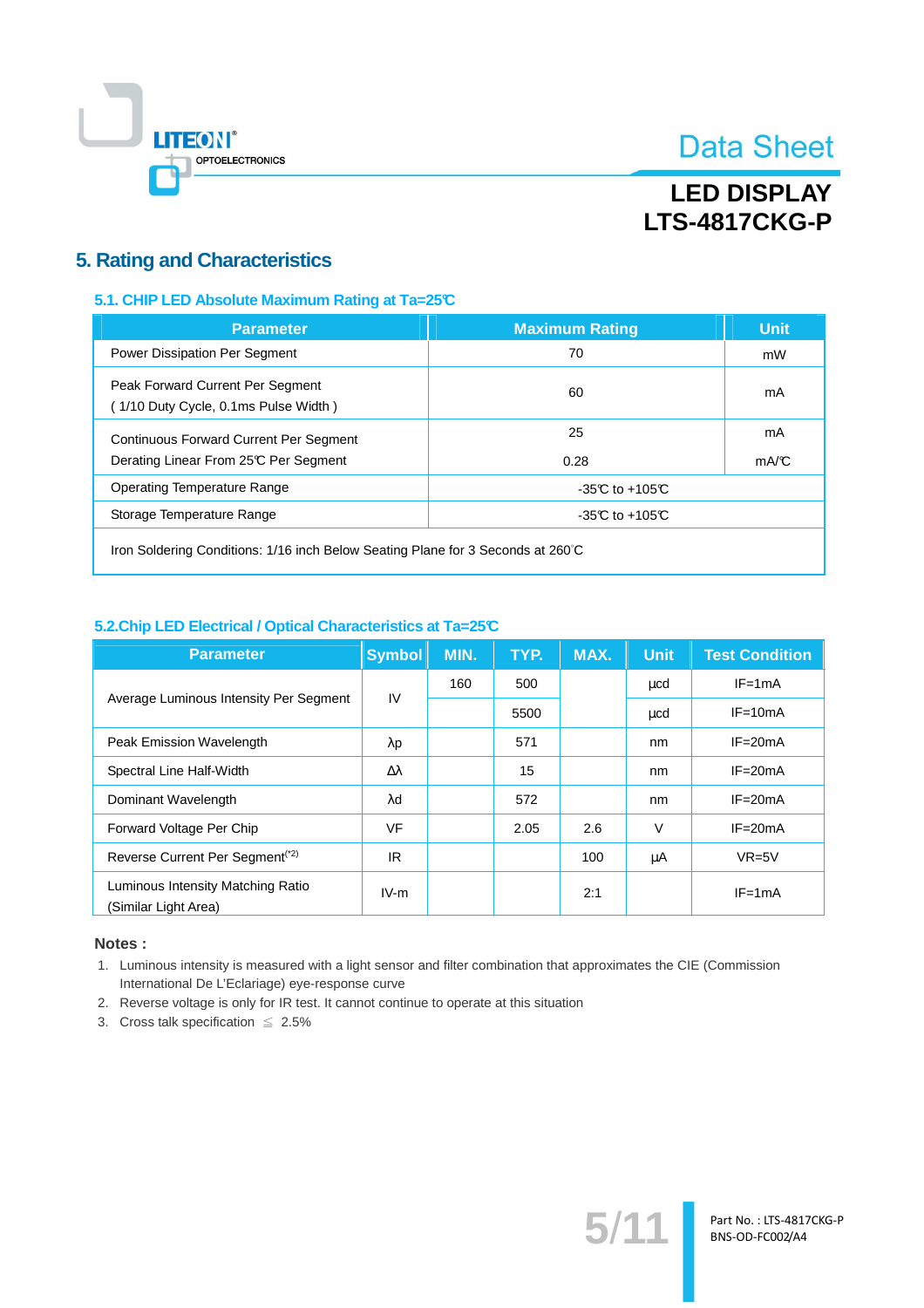# 5. Rating and Characteristics

## 5.1. CHIP LED Absolute Maximum Rating at Ta=25℃

| Parameter | Maximum Rating | Unit |
|---|---|---|
| Power Dissipation Per Segment | 70 | mW |
| Peak Forward Current Per Segment<br>( 1/10 Duty Cycle, 0.1ms Pulse Width ) | 60 | mA |
| Continuous Forward Current Per Segment<br>Derating Linear From 25℃ Per Segment | 25<br>0.28 | mA<br>mA/℃ |
| Operating Temperature Range | -35℃ to +105℃ | |
| Storage Temperature Range | -35℃ to +105℃ | |
| Iron Soldering Conditions: 1/16 inch Below Seating Plane for 3 Seconds at 260°C | | |

## 5.2.Chip LED Electrical / Optical Characteristics at Ta=25℃

| Parameter | Symbol | MIN. | TYP. | MAX. | Unit | Test Condition |
|---|---|---|---|---|---|---|
| Average Luminous Intensity Per Segment | IV | 160 | 500 | | μcd | IF=1mA |
| | | | 5500 | | μcd | IF=10mA |
| Peak Emission Wavelength | λp | | 571 | | nm | IF=20mA |
| Spectral Line Half-Width | Δλ | | 15 | | nm | IF=20mA |
| Dominant Wavelength | λd | | 572 | | nm | IF=20mA |
| Forward Voltage Per Chip | VF | | 2.05 | 2.6 | V | IF=20mA |
| Reverse Current Per Segment[(*2)] | IR | | | 100 | μA | VR=5V |
| Luminous Intensity Matching Ratio<br>(Similar Light Area) | IV-m | | | 2:1 | | IF=1mA |

**Notes :**

1. Luminous intensity is measured with a light sensor and filter combination that approximates the CIE (Commission International De L'Eclariage) eye-response curve
2. Reverse voltage is only for IR test. It cannot continue to operate at this situation
3. Cross talk specification ≦ 2.5%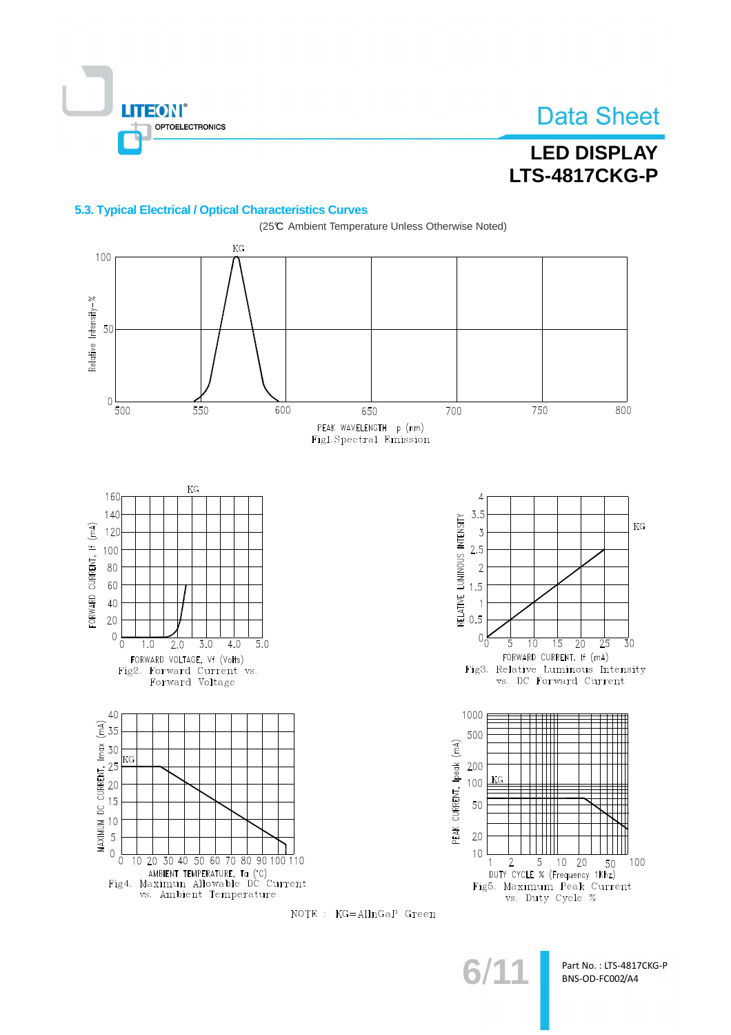### 5.3. Typical Electrical / Optical Characteristics Curves

(25℃ Ambient Temperature Unless Otherwise Noted)

Fig1.Spectral Emission

Fig2. Forward Current vs. Forward Voltage

Fig3. Relative Luminous Intensity vs. DC Forward Current

Fig4. Maximum Allowable DC Current vs. Ambient Temperature

Fig5. Maximum Peak Current vs. Duty Cycle %

NOTE : KG=AlInGaP Green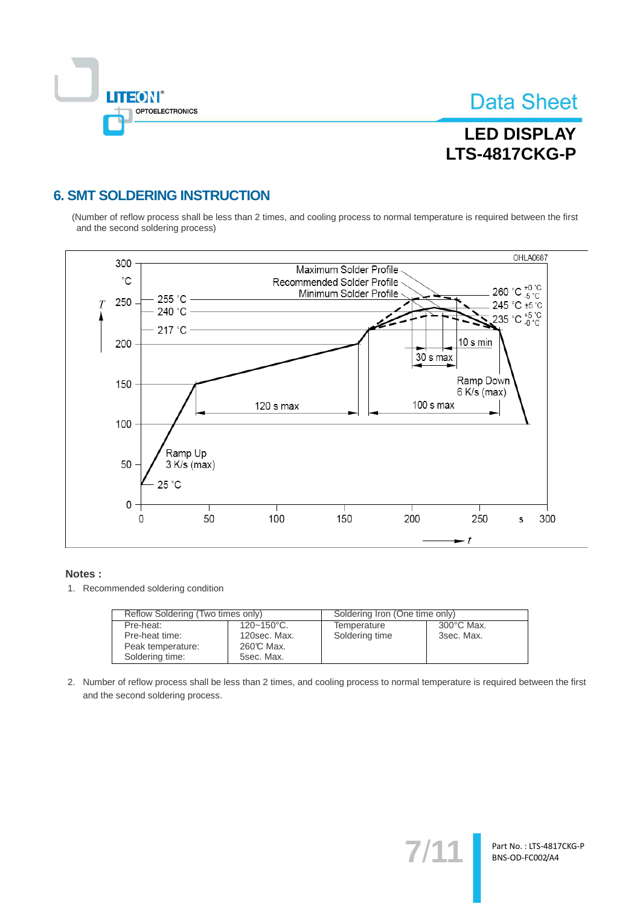## 6. SMT SOLDERING INSTRUCTION

(Number of reflow process shall be less than 2 times, and cooling process to normal temperature is required between the first and the second soldering process)

OHLA0687

Maximum Solder Profile
Recommended Solder Profile
Minimum Solder Profile

260 °C $^{+0}_{-5}$ °C
245 °C ±5 °C
235 °C $^{+5}_{-0}$ °C

255 °C
240 °C
217 °C

10 s min
30 s max
Ramp Down 6 K/s (max)
120 s max
100 s max
Ramp Up 3 K/s (max)
25 °C

T (°C): 0, 50, 100, 150, 200, 250, 300
t (s): 0, 50, 100, 150, 200, 250, 300

**Notes :**

1. Recommended soldering condition

| Reflow Soldering (Two times only) | | Soldering Iron (One time only) | |
|---|---|---|---|
| Pre-heat:<br>Pre-heat time:<br>Peak temperature:<br>Soldering time: | 120~150°C.<br>120sec. Max.<br>260°C Max.<br>5sec. Max. | Temperature<br>Soldering time | 300°C Max.<br>3sec. Max. |

2. Number of reflow process shall be less than 2 times, and cooling process to normal temperature is required between the first and the second soldering process.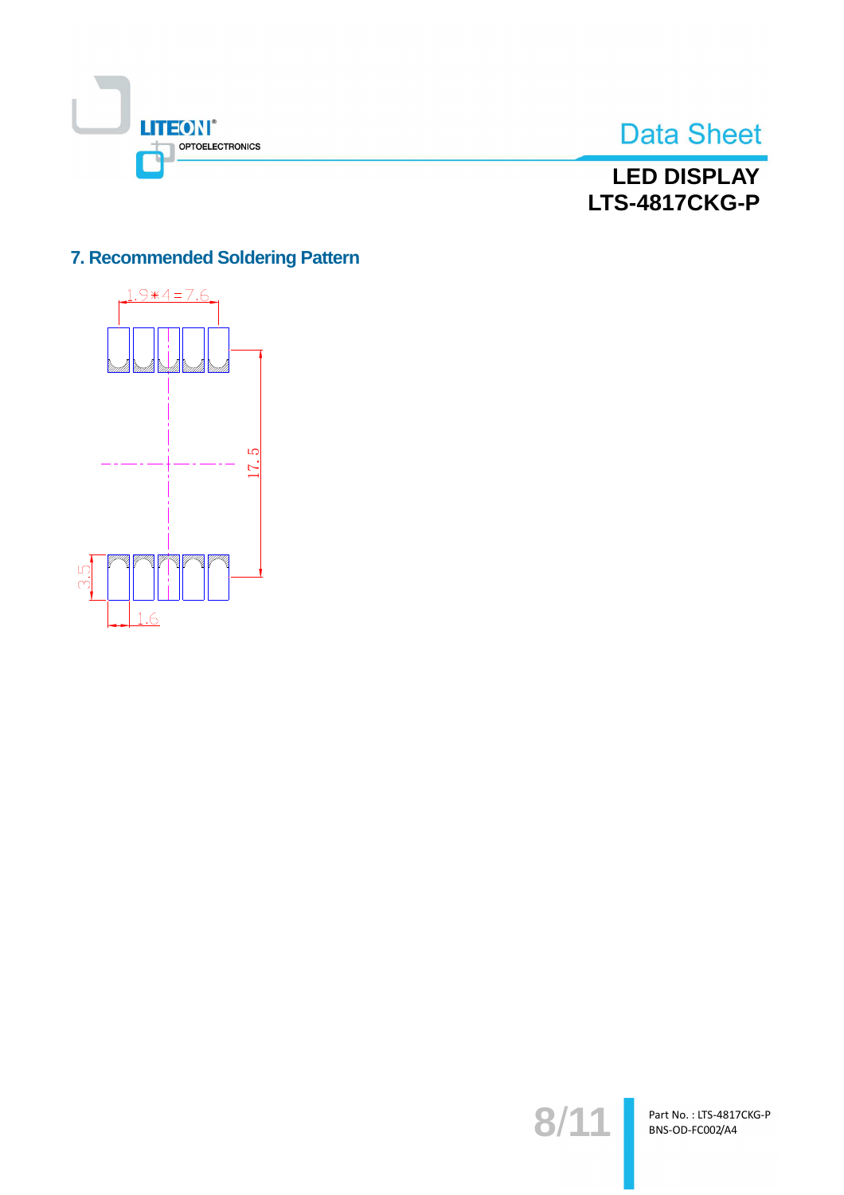## 7. Recommended Soldering Pattern

1.9*4=7.6

17.5

3.5

1.6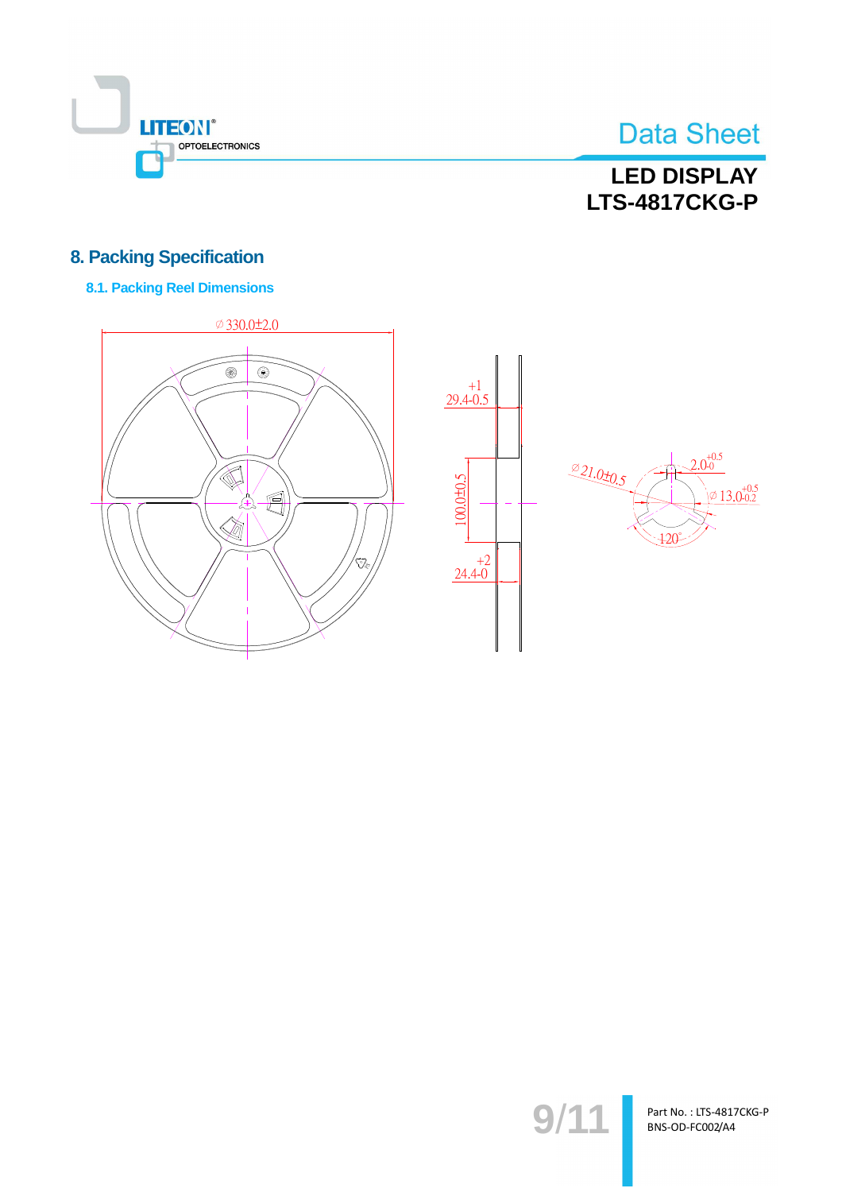## 8. Packing Specification

### 8.1. Packing Reel Dimensions

∅ 330.0±2.0

$29.4^{+1}_{-0.5}$

100.0±0.5

$24.4^{+2}_{-0}$

∅ 21.0±0.5

$2.0^{+0.5}_{-0}$

∅ $13.0^{+0.5}_{-0.2}$

120°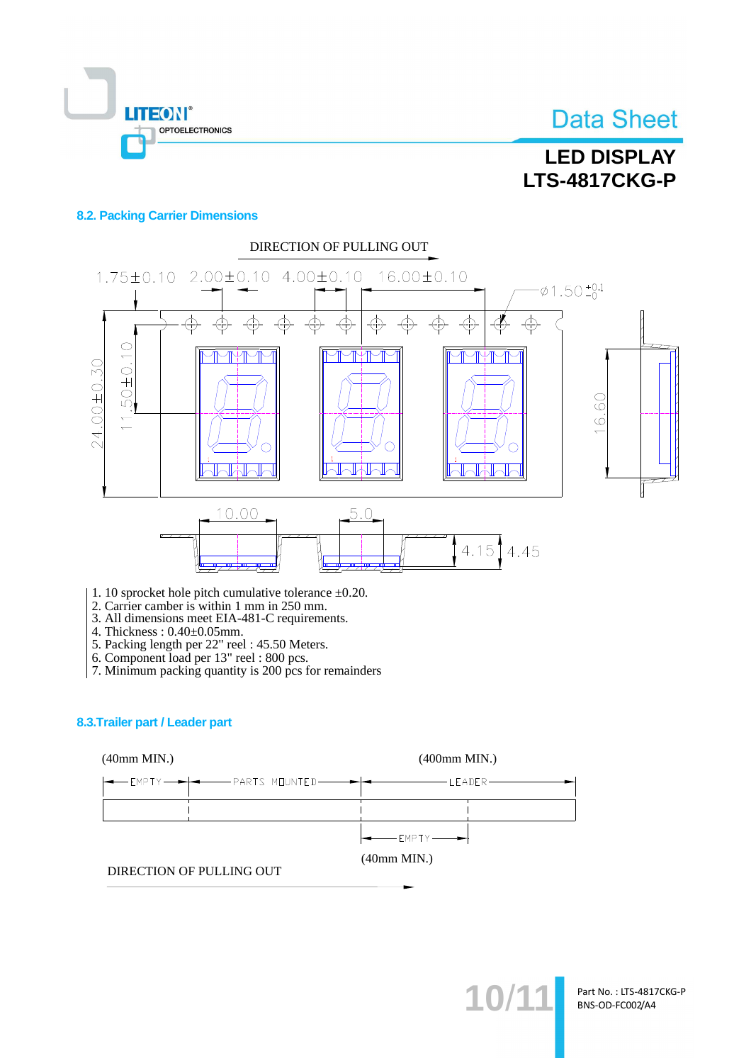## 8.2. Packing Carrier Dimensions

1. 10 sprocket hole pitch cumulative tolerance ±0.20.
2. Carrier camber is within 1 mm in 250 mm.
3. All dimensions meet EIA-481-C requirements.
4. Thickness : 0.40±0.05mm.
5. Packing length per 22" reel : 45.50 Meters.
6. Component load per 13" reel : 800 pcs.
7. Minimum packing quantity is 200 pcs for remainders

## 8.3.Trailer part / Leader part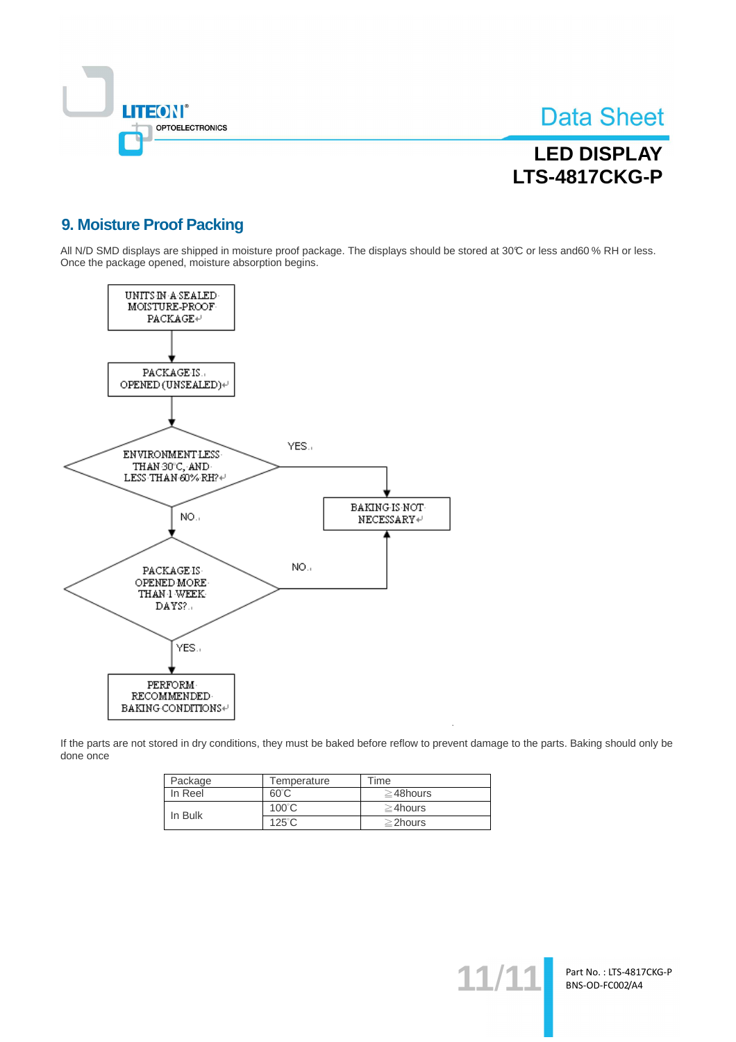## 9. Moisture Proof Packing

All N/D SMD displays are shipped in moisture proof package. The displays should be stored at 30℃ or less and60 % RH or less. Once the package opened, moisture absorption begins.

UNITS IN A SEALED MOISTURE-PROOF PACKAGE

PACKAGE IS OPENED (UNSEALED)

ENVIRONMENT LESS THAN 30°C, AND LESS THAN 60% RH?

YES

BAKING IS NOT NECESSARY

NO

PACKAGE IS OPENED MORE THAN 1 WEEK DAYS?

NO

YES

PERFORM RECOMMENDED BAKING CONDITIONS

If the parts are not stored in dry conditions, they must be baked before reflow to prevent damage to the parts. Baking should only be done once

| Package | Temperature | Time |
|---|---|---|
| In Reel | 60°C | ≧48hours |
| In Bulk | 100°C | ≧4hours |
| | 125°C | ≧2hours |